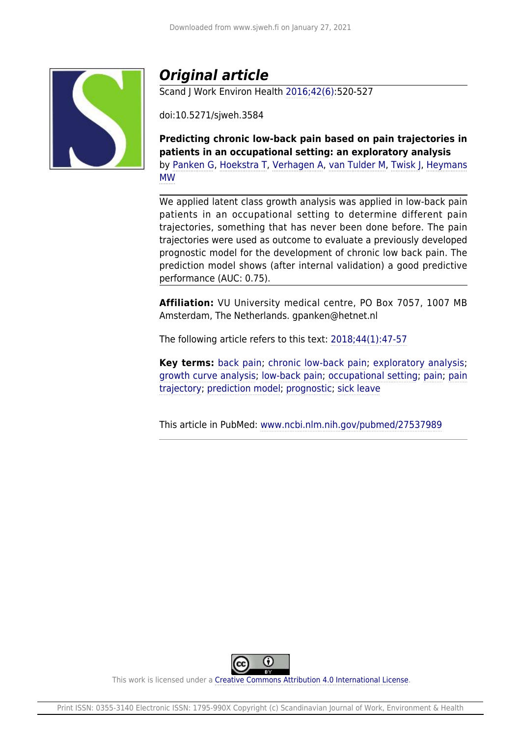# *Original article*

Scand J Work Environ Health 2016;42(6):520-527

doi:10.5271/sjweh.3584

**Predicting chronic low-back pain based on pain trajectories in patients in an occupational setting: an exploratory analysis**

by Panken G, Hoekstra T, Verhagen A, van Tulder M, Twisk J, Heymans MW

We applied latent class growth analysis was applied in low-back pain patients in an occupational setting to determine different pain trajectories, something that has never been done before. The pain trajectories were used as outcome to evaluate a previously developed prognostic model for the development of chronic low back pain. The prediction model shows (after internal validation) a good predictive performance (AUC: 0.75).

**Affiliation:** VU University medical centre, PO Box 7057, 1007 MB Amsterdam, The Netherlands. gpanken@hetnet.nl

The following article refers to this text: 2018;44(1):47-57

**Key terms:** back pain; chronic low-back pain; exploratory analysis; growth curve analysis; low-back pain; occupational setting; pain; pain trajectory; prediction model; prognostic; sick leave

This article in PubMed: www.ncbi.nlm.nih.gov/pubmed/27537989

This work is licensed under a Creative Commons Attribution 4.0 International License.

Print ISSN: 0355-3140 Electronic ISSN: 1795-990X Copyright (c) Scandinavian Journal of Work, Environment & Health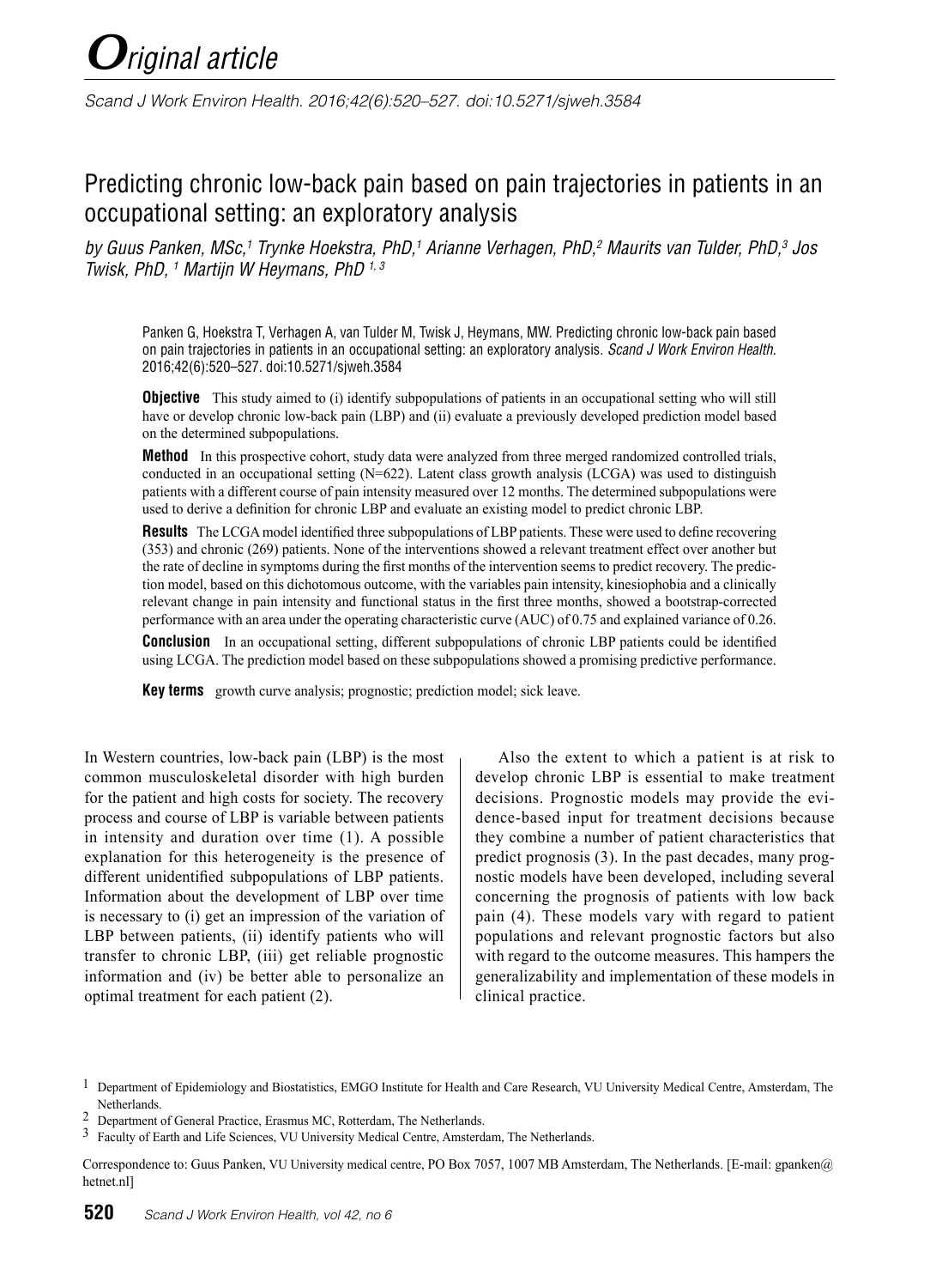# *O*riginal article

# Predicting chronic low-back pain based on pain trajectories in patients in an occupational setting: an exploratory analysis

*by Guus Panken, MSc,[1] Trynke Hoekstra, PhD,[1] Arianne Verhagen, PhD,[2] Maurits van Tulder, PhD,[3] Jos Twisk, PhD,[1] Martijn W Heymans, PhD [1, 3]*

Panken G, Hoekstra T, Verhagen A, van Tulder M, Twisk J, Heymans, MW. Predicting chronic low-back pain based on pain trajectories in patients in an occupational setting: an exploratory analysis. *Scand J Work Environ Health*. 2016;42(6):520–527. doi:10.5271/sjweh.3584

**Objective** This study aimed to (i) identify subpopulations of patients in an occupational setting who will still have or develop chronic low-back pain (LBP) and (ii) evaluate a previously developed prediction model based on the determined subpopulations.

**Method** In this prospective cohort, study data were analyzed from three merged randomized controlled trials, conducted in an occupational setting (N=622). Latent class growth analysis (LCGA) was used to distinguish patients with a different course of pain intensity measured over 12 months. The determined subpopulations were used to derive a definition for chronic LBP and evaluate an existing model to predict chronic LBP.

**Results** The LCGA model identified three subpopulations of LBP patients. These were used to define recovering (353) and chronic (269) patients. None of the interventions showed a relevant treatment effect over another but the rate of decline in symptoms during the first months of the intervention seems to predict recovery. The prediction model, based on this dichotomous outcome, with the variables pain intensity, kinesiophobia and a clinically relevant change in pain intensity and functional status in the first three months, showed a bootstrap-corrected performance with an area under the operating characteristic curve (AUC) of 0.75 and explained variance of 0.26.

**Conclusion** In an occupational setting, different subpopulations of chronic LBP patients could be identified using LCGA. The prediction model based on these subpopulations showed a promising predictive performance.

**Key terms** growth curve analysis; prognostic; prediction model; sick leave.

In Western countries, low-back pain (LBP) is the most common musculoskeletal disorder with high burden for the patient and high costs for society. The recovery process and course of LBP is variable between patients in intensity and duration over time (1). A possible explanation for this heterogeneity is the presence of different unidentified subpopulations of LBP patients. Information about the development of LBP over time is necessary to (i) get an impression of the variation of LBP between patients, (ii) identify patients who will transfer to chronic LBP, (iii) get reliable prognostic information and (iv) be better able to personalize an optimal treatment for each patient (2).

Also the extent to which a patient is at risk to develop chronic LBP is essential to make treatment decisions. Prognostic models may provide the evidence-based input for treatment decisions because they combine a number of patient characteristics that predict prognosis (3). In the past decades, many prognostic models have been developed, including several concerning the prognosis of patients with low back pain (4). These models vary with regard to patient populations and relevant prognostic factors but also with regard to the outcome measures. This hampers the generalizability and implementation of these models in clinical practice.

[1] Department of Epidemiology and Biostatistics, EMGO Institute for Health and Care Research, VU University Medical Centre, Amsterdam, The Netherlands.

[2] Department of General Practice, Erasmus MC, Rotterdam, The Netherlands.

[3] Faculty of Earth and Life Sciences, VU University Medical Centre, Amsterdam, The Netherlands.

Correspondence to: Guus Panken, VU University medical centre, PO Box 7057, 1007 MB Amsterdam, The Netherlands. [E-mail: gpanken@hetnet.nl]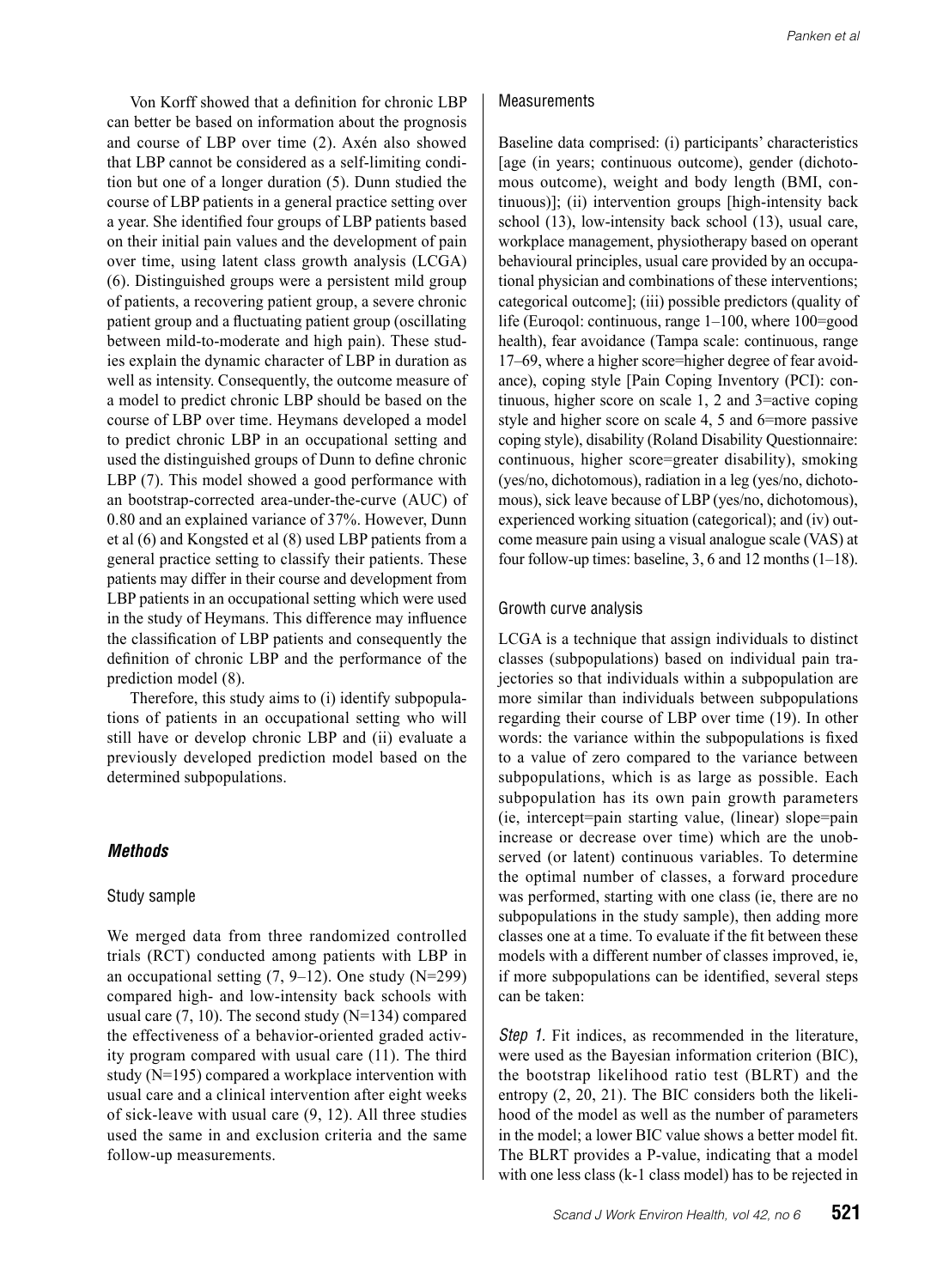Von Korff showed that a definition for chronic LBP can better be based on information about the prognosis and course of LBP over time (2). Axén also showed that LBP cannot be considered as a self-limiting condition but one of a longer duration (5). Dunn studied the course of LBP patients in a general practice setting over a year. She identified four groups of LBP patients based on their initial pain values and the development of pain over time, using latent class growth analysis (LCGA) (6). Distinguished groups were a persistent mild group of patients, a recovering patient group, a severe chronic patient group and a fluctuating patient group (oscillating between mild-to-moderate and high pain). These studies explain the dynamic character of LBP in duration as well as intensity. Consequently, the outcome measure of a model to predict chronic LBP should be based on the course of LBP over time. Heymans developed a model to predict chronic LBP in an occupational setting and used the distinguished groups of Dunn to define chronic LBP (7). This model showed a good performance with an bootstrap-corrected area-under-the-curve (AUC) of 0.80 and an explained variance of 37%. However, Dunn et al (6) and Kongsted et al (8) used LBP patients from a general practice setting to classify their patients. These patients may differ in their course and development from LBP patients in an occupational setting which were used in the study of Heymans. This difference may influence the classification of LBP patients and consequently the definition of chronic LBP and the performance of the prediction model (8).

Therefore, this study aims to (i) identify subpopulations of patients in an occupational setting who will still have or develop chronic LBP and (ii) evaluate a previously developed prediction model based on the determined subpopulations.

## *Methods*

### Study sample

We merged data from three randomized controlled trials (RCT) conducted among patients with LBP in an occupational setting (7, 9–12). One study (N=299) compared high- and low-intensity back schools with usual care (7, 10). The second study (N=134) compared the effectiveness of a behavior-oriented graded activity program compared with usual care (11). The third study (N=195) compared a workplace intervention with usual care and a clinical intervention after eight weeks of sick-leave with usual care (9, 12). All three studies used the same in and exclusion criteria and the same follow-up measurements.

### Measurements

Baseline data comprised: (i) participants' characteristics [age (in years; continuous outcome), gender (dichotomous outcome), weight and body length (BMI, continuous)]; (ii) intervention groups [high-intensity back school (13), low-intensity back school (13), usual care, workplace management, physiotherapy based on operant behavioural principles, usual care provided by an occupational physician and combinations of these interventions; categorical outcome]; (iii) possible predictors (quality of life (Euroqol: continuous, range 1–100, where 100=good health), fear avoidance (Tampa scale: continuous, range 17–69, where a higher score=higher degree of fear avoidance), coping style [Pain Coping Inventory (PCI): continuous, higher score on scale 1, 2 and 3=active coping style and higher score on scale 4, 5 and 6=more passive coping style), disability (Roland Disability Questionnaire: continuous, higher score=greater disability), smoking (yes/no, dichotomous), radiation in a leg (yes/no, dichotomous), sick leave because of LBP (yes/no, dichotomous), experienced working situation (categorical); and (iv) outcome measure pain using a visual analogue scale (VAS) at four follow-up times: baseline, 3, 6 and 12 months (1–18).

### Growth curve analysis

LCGA is a technique that assign individuals to distinct classes (subpopulations) based on individual pain trajectories so that individuals within a subpopulation are more similar than individuals between subpopulations regarding their course of LBP over time (19). In other words: the variance within the subpopulations is fixed to a value of zero compared to the variance between subpopulations, which is as large as possible. Each subpopulation has its own pain growth parameters (ie, intercept=pain starting value, (linear) slope=pain increase or decrease over time) which are the unobserved (or latent) continuous variables. To determine the optimal number of classes, a forward procedure was performed, starting with one class (ie, there are no subpopulations in the study sample), then adding more classes one at a time. To evaluate if the fit between these models with a different number of classes improved, ie, if more subpopulations can be identified, several steps can be taken:

*Step 1.* Fit indices, as recommended in the literature, were used as the Bayesian information criterion (BIC), the bootstrap likelihood ratio test (BLRT) and the entropy (2, 20, 21). The BIC considers both the likelihood of the model as well as the number of parameters in the model; a lower BIC value shows a better model fit. The BLRT provides a P-value, indicating that a model with one less class (k-1 class model) has to be rejected in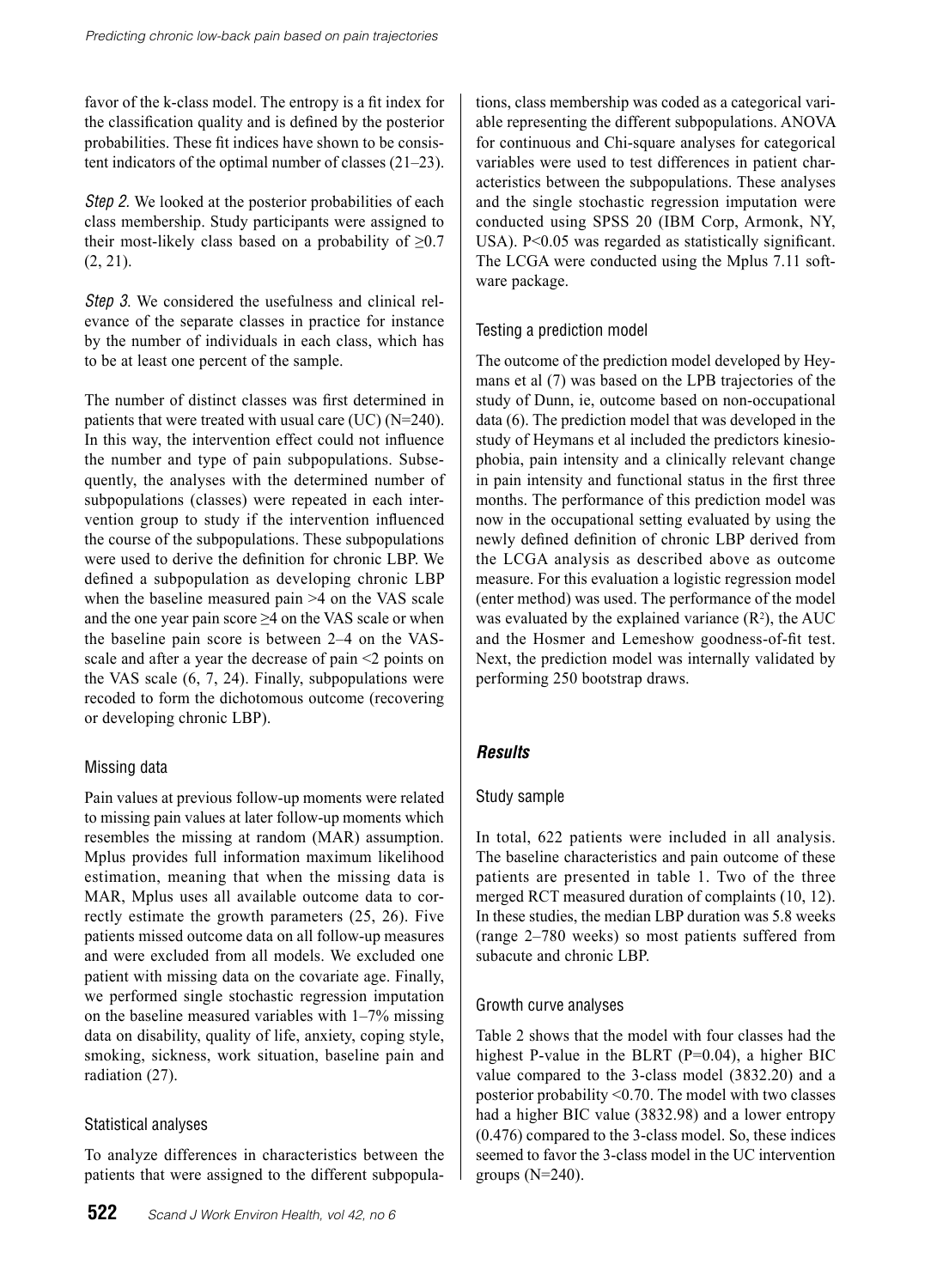favor of the k-class model. The entropy is a fit index for the classification quality and is defined by the posterior probabilities. These fit indices have shown to be consistent indicators of the optimal number of classes (21–23).

*Step 2.* We looked at the posterior probabilities of each class membership. Study participants were assigned to their most-likely class based on a probability of ≥0.7 (2, 21).

*Step 3.* We considered the usefulness and clinical relevance of the separate classes in practice for instance by the number of individuals in each class, which has to be at least one percent of the sample.

The number of distinct classes was first determined in patients that were treated with usual care (UC) (N=240). In this way, the intervention effect could not influence the number and type of pain subpopulations. Subsequently, the analyses with the determined number of subpopulations (classes) were repeated in each intervention group to study if the intervention influenced the course of the subpopulations. These subpopulations were used to derive the definition for chronic LBP. We defined a subpopulation as developing chronic LBP when the baseline measured pain >4 on the VAS scale and the one year pain score ≥4 on the VAS scale or when the baseline pain score is between 2–4 on the VAS-scale and after a year the decrease of pain <2 points on the VAS scale (6, 7, 24). Finally, subpopulations were recoded to form the dichotomous outcome (recovering or developing chronic LBP).

### Missing data

Pain values at previous follow-up moments were related to missing pain values at later follow-up moments which resembles the missing at random (MAR) assumption. Mplus provides full information maximum likelihood estimation, meaning that when the missing data is MAR, Mplus uses all available outcome data to correctly estimate the growth parameters (25, 26). Five patients missed outcome data on all follow-up measures and were excluded from all models. We excluded one patient with missing data on the covariate age. Finally, we performed single stochastic regression imputation on the baseline measured variables with 1–7% missing data on disability, quality of life, anxiety, coping style, smoking, sickness, work situation, baseline pain and radiation (27).

### Statistical analyses

To analyze differences in characteristics between the patients that were assigned to the different subpopulations, class membership was coded as a categorical variable representing the different subpopulations. ANOVA for continuous and Chi-square analyses for categorical variables were used to test differences in patient characteristics between the subpopulations. These analyses and the single stochastic regression imputation were conducted using SPSS 20 (IBM Corp, Armonk, NY, USA). P<0.05 was regarded as statistically significant. The LCGA were conducted using the Mplus 7.11 software package.

### Testing a prediction model

The outcome of the prediction model developed by Heymans et al (7) was based on the LPB trajectories of the study of Dunn, ie, outcome based on non-occupational data (6). The prediction model that was developed in the study of Heymans et al included the predictors kinesiophobia, pain intensity and a clinically relevant change in pain intensity and functional status in the first three months. The performance of this prediction model was now in the occupational setting evaluated by using the newly defined definition of chronic LBP derived from the LCGA analysis as described above as outcome measure. For this evaluation a logistic regression model (enter method) was used. The performance of the model was evaluated by the explained variance ($R^2$), the AUC and the Hosmer and Lemeshow goodness-of-fit test. Next, the prediction model was internally validated by performing 250 bootstrap draws.

## *Results*

### Study sample

In total, 622 patients were included in all analysis. The baseline characteristics and pain outcome of these patients are presented in table 1. Two of the three merged RCT measured duration of complaints (10, 12). In these studies, the median LBP duration was 5.8 weeks (range 2–780 weeks) so most patients suffered from subacute and chronic LBP.

### Growth curve analyses

Table 2 shows that the model with four classes had the highest P-value in the BLRT (P=0.04), a higher BIC value compared to the 3-class model (3832.20) and a posterior probability <0.70. The model with two classes had a higher BIC value (3832.98) and a lower entropy (0.476) compared to the 3-class model. So, these indices seemed to favor the 3-class model in the UC intervention groups (N=240).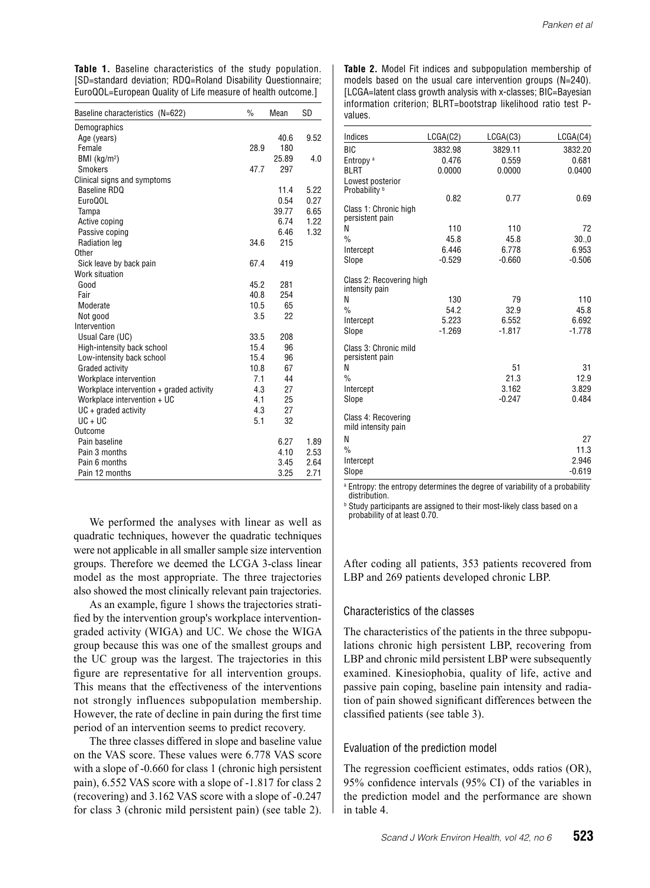**Table 1.** Baseline characteristics of the study population. [SD=standard deviation; RDQ=Roland Disability Questionnaire; EuroQOL=European Quality of Life measure of health outcome.]

| Baseline characteristics (N=622) | % | Mean | SD |
|---|---|---|---|
| Demographics | | | |
| Age (years) | | 40.6 | 9.52 |
| Female | 28.9 | 180 | |
| BMI (kg/m²) | | 25.89 | 4.0 |
| Smokers | 47.7 | 297 | |
| Clinical signs and symptoms | | | |
| Baseline RDQ | | 11.4 | 5.22 |
| EuroQOL | | 0.54 | 0.27 |
| Tampa | | 39.77 | 6.65 |
| Active coping | | 6.74 | 1.22 |
| Passive coping | | 6.46 | 1.32 |
| Radiation leg | 34.6 | 215 | |
| Other | | | |
| Sick leave by back pain | 67.4 | 419 | |
| Work situation | | | |
| Good | 45.2 | 281 | |
| Fair | 40.8 | 254 | |
| Moderate | 10.5 | 65 | |
| Not good | 3.5 | 22 | |
| Intervention | | | |
| Usual Care (UC) | 33.5 | 208 | |
| High-intensity back school | 15.4 | 96 | |
| Low-intensity back school | 15.4 | 96 | |
| Graded activity | 10.8 | 67 | |
| Workplace intervention | 7.1 | 44 | |
| Workplace intervention + graded activity | 4.3 | 27 | |
| Workplace intervention + UC | 4.1 | 25 | |
| UC + graded activity | 4.3 | 27 | |
| UC + UC | 5.1 | 32 | |
| Outcome | | | |
| Pain baseline | | 6.27 | 1.89 |
| Pain 3 months | | 4.10 | 2.53 |
| Pain 6 months | | 3.45 | 2.64 |
| Pain 12 months | | 3.25 | 2.71 |

**Table 2.** Model Fit indices and subpopulation membership of models based on the usual care intervention groups (N=240). [LCGA=latent class growth analysis with x-classes; BIC=Bayesian information criterion; BLRT=bootstrap likelihood ratio test P-values.

| Indices | LCGA(C2) | LCGA(C3) | LCGA(C4) |
|---|---|---|---|
| BIC | 3832.98 | 3829.11 | 3832.20 |
| Entropy [a] | 0.476 | 0.559 | 0.681 |
| BLRT | 0.0000 | 0.0000 | 0.0400 |
| Lowest posterior Probability [b] | 0.82 | 0.77 | 0.69 |
| Class 1: Chronic high persistent pain | | | |
| N | 110 | 110 | 72 |
| % | 45.8 | 45.8 | 30.,0 |
| Intercept | 6.446 | 6.778 | 6.953 |
| Slope | -0.529 | -0.660 | -0.506 |
| Class 2: Recovering high intensity pain | | | |
| N | 130 | 79 | 110 |
| % | 54.2 | 32.9 | 45.8 |
| Intercept | 5.223 | 6.552 | 6.692 |
| Slope | -1.269 | -1.817 | -1.778 |
| Class 3: Chronic mild persistent pain | | | |
| N | | 51 | 31 |
| % | | 21.3 | 12.9 |
| Intercept | | 3.162 | 3.829 |
| Slope | | -0.247 | 0.484 |
| Class 4: Recovering mild intensity pain | | | |
| N | | | 27 |
| % | | | 11.3 |
| Intercept | | | 2.946 |
| Slope | | | -0.619 |

[a] Entropy: the entropy determines the degree of variability of a probability distribution.

[b] Study participants are assigned to their most-likely class based on a probability of at least 0.70.

We performed the analyses with linear as well as quadratic techniques, however the quadratic techniques were not applicable in all smaller sample size intervention groups. Therefore we deemed the LCGA 3-class linear model as the most appropriate. The three trajectories also showed the most clinically relevant pain trajectories.

As an example, figure 1 shows the trajectories stratified by the intervention group's workplace intervention-graded activity (WIGA) and UC. We chose the WIGA group because this was one of the smallest groups and the UC group was the largest. The trajectories in this figure are representative for all intervention groups. This means that the effectiveness of the interventions not strongly influences subpopulation membership. However, the rate of decline in pain during the first time period of an intervention seems to predict recovery.

The three classes differed in slope and baseline value on the VAS score. These values were 6.778 VAS score with a slope of -0.660 for class 1 (chronic high persistent pain), 6.552 VAS score with a slope of -1.817 for class 2 (recovering) and 3.162 VAS score with a slope of -0.247 for class 3 (chronic mild persistent pain) (see table 2). After coding all patients, 353 patients recovered from LBP and 269 patients developed chronic LBP.

## Characteristics of the classes

The characteristics of the patients in the three subpopulations chronic high persistent LBP, recovering from LBP and chronic mild persistent LBP were subsequently examined. Kinesiophobia, quality of life, active and passive pain coping, baseline pain intensity and radiation of pain showed significant differences between the classified patients (see table 3).

## Evaluation of the prediction model

The regression coefficient estimates, odds ratios (OR), 95% confidence intervals (95% CI) of the variables in the prediction model and the performance are shown in table 4.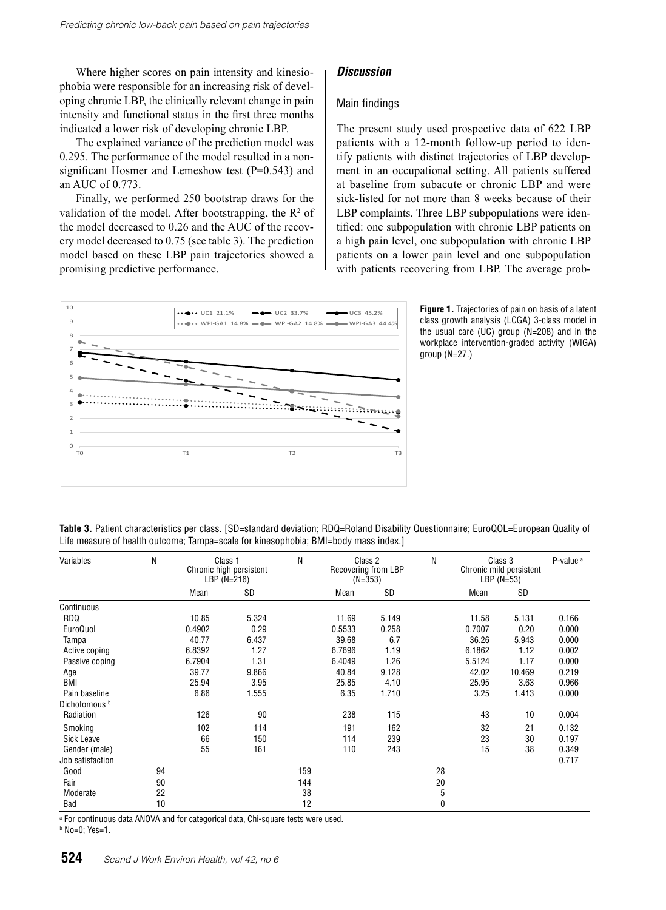Where higher scores on pain intensity and kinesiophobia were responsible for an increasing risk of developing chronic LBP, the clinically relevant change in pain intensity and functional status in the first three months indicated a lower risk of developing chronic LBP.

The explained variance of the prediction model was 0.295. The performance of the model resulted in a nonsignificant Hosmer and Lemeshow test (P=0.543) and an AUC of 0.773.

Finally, we performed 250 bootstrap draws for the validation of the model. After bootstrapping, the $R^2$ of the model decreased to 0.26 and the AUC of the recovery model decreased to 0.75 (see table 3). The prediction model based on these LBP pain trajectories showed a promising predictive performance.

## *Discussion*

### Main findings

The present study used prospective data of 622 LBP patients with a 12-month follow-up period to identify patients with distinct trajectories of LBP development in an occupational setting. All patients suffered at baseline from subacute or chronic LBP and were sick-listed for not more than 8 weeks because of their LBP complaints. Three LBP subpopulations were identified: one subpopulation with chronic LBP patients on a high pain level, one subpopulation with chronic LBP patients on a lower pain level and one subpopulation with patients recovering from LBP. The average prob-

**Figure 1.** Trajectories of pain on basis of a latent class growth analysis (LCGA) 3-class model in the usual care (UC) group (N=208) and in the workplace intervention-graded activity (WIGA) group (N=27.)

**Table 3.** Patient characteristics per class. [SD=standard deviation; RDQ=Roland Disability Questionnaire; EuroQOL=European Quality of Life measure of health outcome; Tampa=scale for kinesophobia; BMI=body mass index.]

| Variables | N | Class 1 Chronic high persistent LBP (N=216) | | N | Class 2 Recovering from LBP (N=353) | | N | Class 3 Chronic mild persistent LBP (N=53) | | P-value [a] |
|---|---|---|---|---|---|---|---|---|---|---|
| | | Mean | SD | | Mean | SD | | Mean | SD | |
| Continuous | | | | | | | | | | |
| RDQ | | 10.85 | 5.324 | | 11.69 | 5.149 | | 11.58 | 5.131 | 0.166 |
| EuroQuol | | 0.4902 | 0.29 | | 0.5533 | 0.258 | | 0.7007 | 0.20 | 0.000 |
| Tampa | | 40.77 | 6.437 | | 39.68 | 6.7 | | 36.26 | 5.943 | 0.000 |
| Active coping | | 6.8392 | 1.27 | | 6.7696 | 1.19 | | 6.1862 | 1.12 | 0.002 |
| Passive coping | | 6.7904 | 1.31 | | 6.4049 | 1.26 | | 5.5124 | 1.17 | 0.000 |
| Age | | 39.77 | 9.866 | | 40.84 | 9.128 | | 42.02 | 10.469 | 0.219 |
| BMI | | 25.94 | 3.95 | | 25.85 | 4.10 | | 25.95 | 3.63 | 0.966 |
| Pain baseline | | 6.86 | 1.555 | | 6.35 | 1.710 | | 3.25 | 1.413 | 0.000 |
| Dichotomous [b] | | | | | | | | | | |
| Radiation | | 126 | 90 | | 238 | 115 | | 43 | 10 | 0.004 |
| Smoking | | 102 | 114 | | 191 | 162 | | 32 | 21 | 0.132 |
| Sick Leave | | 66 | 150 | | 114 | 239 | | 23 | 30 | 0.197 |
| Gender (male) | | 55 | 161 | | 110 | 243 | | 15 | 38 | 0.349 |
| Job satisfaction | | | | | | | | | | 0.717 |
| Good | 94 | | | 159 | | | 28 | | | |
| Fair | 90 | | | 144 | | | 20 | | | |
| Moderate | 22 | | | 38 | | | 5 | | | |
| Bad | 10 | | | 12 | | | 0 | | | |

[a] For continuous data ANOVA and for categorical data, Chi-square tests were used.

[b] No=0; Yes=1.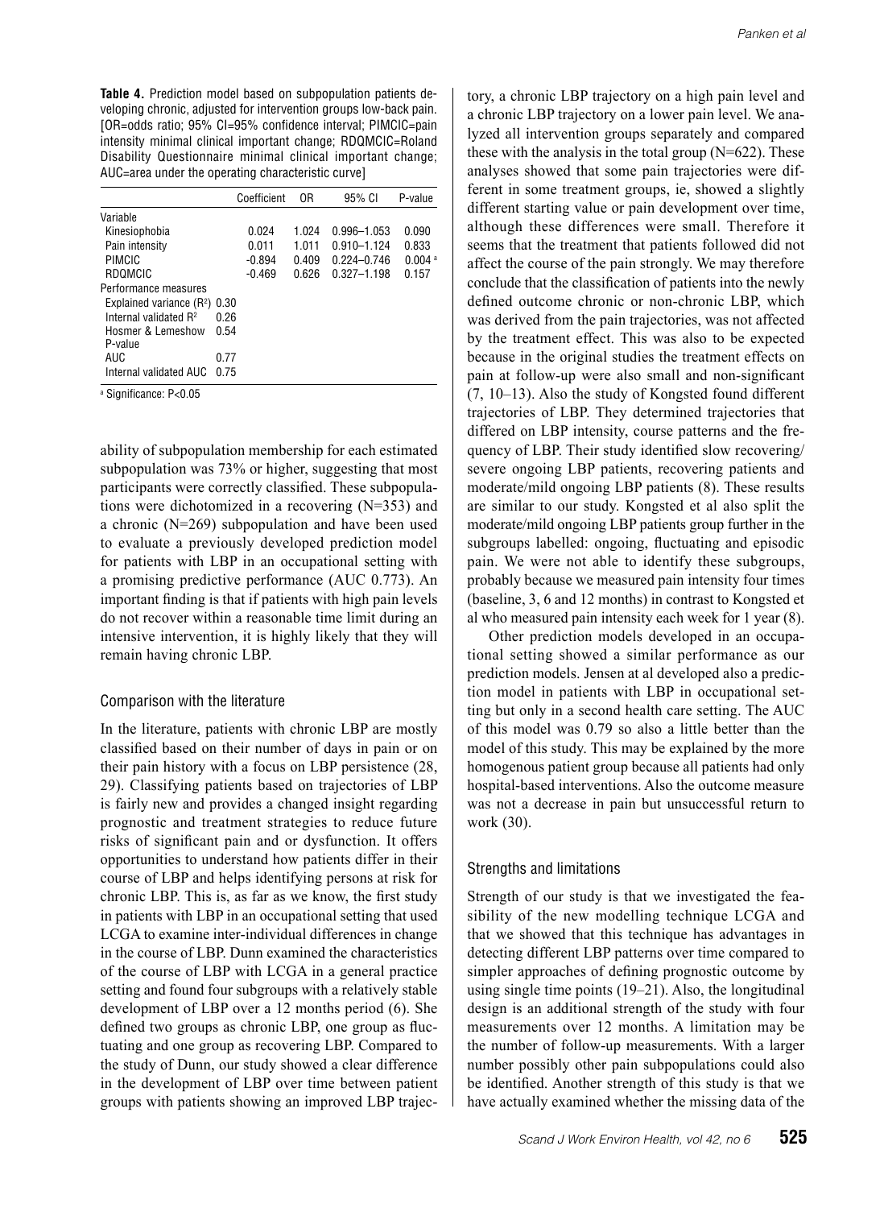**Table 4.** Prediction model based on subpopulation patients developing chronic, adjusted for intervention groups low-back pain. [OR=odds ratio; 95% CI=95% confidence interval; PIMCIC=pain intensity minimal clinical important change; RDQMCIC=Roland Disability Questionnaire minimal clinical important change; AUC=area under the operating characteristic curve]

| | Coefficient | OR | 95% CI | P-value |
|---|---|---|---|---|
| Variable | | | | |
| Kinesiophobia | 0.024 | 1.024 | 0.996–1.053 | 0.090 |
| Pain intensity | 0.011 | 1.011 | 0.910–1.124 | 0.833 |
| PIMCIC | -0.894 | 0.409 | 0.224–0.746 | 0.004 [a] |
| RDQMCIC | -0.469 | 0.626 | 0.327–1.198 | 0.157 |
| Performance measures | | | | |
| Explained variance ($R^2$) | 0.30 | | | |
| Internal validated $R^2$ | 0.26 | | | |
| Hosmer & Lemeshow P-value | 0.54 | | | |
| AUC | 0.77 | | | |
| Internal validated AUC | 0.75 | | | |

[a] Significance: $P<0.05$

ability of subpopulation membership for each estimated subpopulation was 73% or higher, suggesting that most participants were correctly classified. These subpopulations were dichotomized in a recovering (N=353) and a chronic (N=269) subpopulation and have been used to evaluate a previously developed prediction model for patients with LBP in an occupational setting with a promising predictive performance (AUC 0.773). An important finding is that if patients with high pain levels do not recover within a reasonable time limit during an intensive intervention, it is highly likely that they will remain having chronic LBP.

## Comparison with the literature

In the literature, patients with chronic LBP are mostly classified based on their number of days in pain or on their pain history with a focus on LBP persistence (28, 29). Classifying patients based on trajectories of LBP is fairly new and provides a changed insight regarding prognostic and treatment strategies to reduce future risks of significant pain and or dysfunction. It offers opportunities to understand how patients differ in their course of LBP and helps identifying persons at risk for chronic LBP. This is, as far as we know, the first study in patients with LBP in an occupational setting that used LCGA to examine inter-individual differences in change in the course of LBP. Dunn examined the characteristics of the course of LBP with LCGA in a general practice setting and found four subgroups with a relatively stable development of LBP over a 12 months period (6). She defined two groups as chronic LBP, one group as fluctuating and one group as recovering LBP. Compared to the study of Dunn, our study showed a clear difference in the development of LBP over time between patient groups with patients showing an improved LBP trajectory, a chronic LBP trajectory on a high pain level and a chronic LBP trajectory on a lower pain level. We analyzed all intervention groups separately and compared these with the analysis in the total group (N=622). These analyses showed that some pain trajectories were different in some treatment groups, ie, showed a slightly different starting value or pain development over time, although these differences were small. Therefore it seems that the treatment that patients followed did not affect the course of the pain strongly. We may therefore conclude that the classification of patients into the newly defined outcome chronic or non-chronic LBP, which was derived from the pain trajectories, was not affected by the treatment effect. This was also to be expected because in the original studies the treatment effects on pain at follow-up were also small and non-significant (7, 10–13). Also the study of Kongsted found different trajectories of LBP. They determined trajectories that differed on LBP intensity, course patterns and the frequency of LBP. Their study identified slow recovering/ severe ongoing LBP patients, recovering patients and moderate/mild ongoing LBP patients (8). These results are similar to our study. Kongsted et al also split the moderate/mild ongoing LBP patients group further in the subgroups labelled: ongoing, fluctuating and episodic pain. We were not able to identify these subgroups, probably because we measured pain intensity four times (baseline, 3, 6 and 12 months) in contrast to Kongsted et al who measured pain intensity each week for 1 year (8).

Other prediction models developed in an occupational setting showed a similar performance as our prediction models. Jensen at al developed also a prediction model in patients with LBP in occupational setting but only in a second health care setting. The AUC of this model was 0.79 so also a little better than the model of this study. This may be explained by the more homogenous patient group because all patients had only hospital-based interventions. Also the outcome measure was not a decrease in pain but unsuccessful return to work (30).

## Strengths and limitations

Strength of our study is that we investigated the feasibility of the new modelling technique LCGA and that we showed that this technique has advantages in detecting different LBP patterns over time compared to simpler approaches of defining prognostic outcome by using single time points (19–21). Also, the longitudinal design is an additional strength of the study with four measurements over 12 months. A limitation may be the number of follow-up measurements. With a larger number possibly other pain subpopulations could also be identified. Another strength of this study is that we have actually examined whether the missing data of the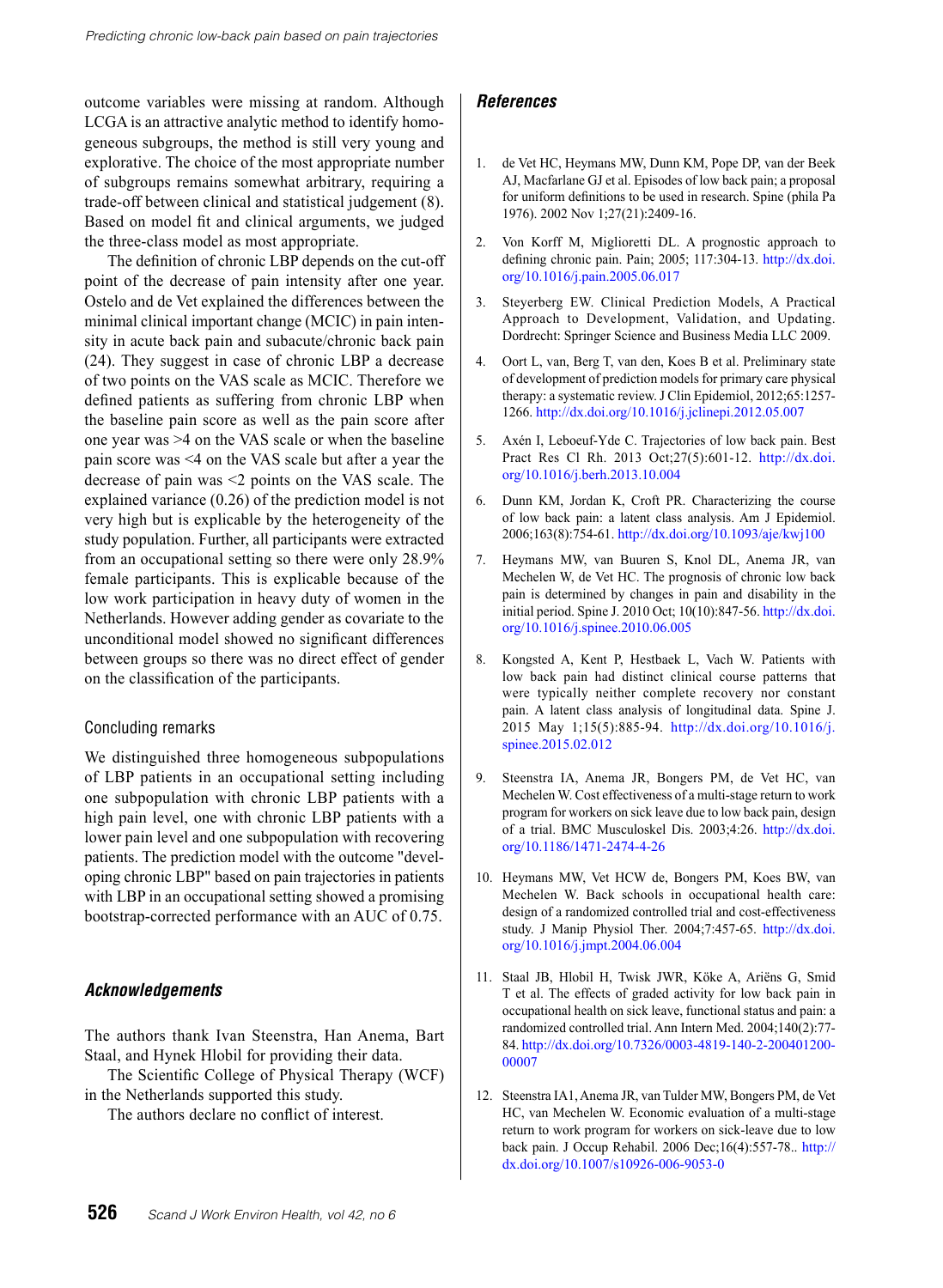outcome variables were missing at random. Although LCGA is an attractive analytic method to identify homogeneous subgroups, the method is still very young and explorative. The choice of the most appropriate number of subgroups remains somewhat arbitrary, requiring a trade-off between clinical and statistical judgement (8). Based on model fit and clinical arguments, we judged the three-class model as most appropriate.

The definition of chronic LBP depends on the cut-off point of the decrease of pain intensity after one year. Ostelo and de Vet explained the differences between the minimal clinical important change (MCIC) in pain intensity in acute back pain and subacute/chronic back pain (24). They suggest in case of chronic LBP a decrease of two points on the VAS scale as MCIC. Therefore we defined patients as suffering from chronic LBP when the baseline pain score as well as the pain score after one year was >4 on the VAS scale or when the baseline pain score was <4 on the VAS scale but after a year the decrease of pain was <2 points on the VAS scale. The explained variance (0.26) of the prediction model is not very high but is explicable by the heterogeneity of the study population. Further, all participants were extracted from an occupational setting so there were only 28.9% female participants. This is explicable because of the low work participation in heavy duty of women in the Netherlands. However adding gender as covariate to the unconditional model showed no significant differences between groups so there was no direct effect of gender on the classification of the participants.

### Concluding remarks

We distinguished three homogeneous subpopulations of LBP patients in an occupational setting including one subpopulation with chronic LBP patients with a high pain level, one with chronic LBP patients with a lower pain level and one subpopulation with recovering patients. The prediction model with the outcome "developing chronic LBP" based on pain trajectories in patients with LBP in an occupational setting showed a promising bootstrap-corrected performance with an AUC of 0.75.

## Acknowledgements

The authors thank Ivan Steenstra, Han Anema, Bart Staal, and Hynek Hlobil for providing their data.

The Scientific College of Physical Therapy (WCF) in the Netherlands supported this study.

The authors declare no conflict of interest.

## References

1. de Vet HC, Heymans MW, Dunn KM, Pope DP, van der Beek AJ, Macfarlane GJ et al. Episodes of low back pain; a proposal for uniform definitions to be used in research. Spine (phila Pa 1976). 2002 Nov 1;27(21):2409-16.

2. Von Korff M, Miglioretti DL. A prognostic approach to defining chronic pain. Pain; 2005; 117:304-13. http://dx.doi.org/10.1016/j.pain.2005.06.017

3. Steyerberg EW. Clinical Prediction Models, A Practical Approach to Development, Validation, and Updating. Dordrecht: Springer Science and Business Media LLC 2009.

4. Oort L, van, Berg T, van den, Koes B et al. Preliminary state of development of prediction models for primary care physical therapy: a systematic review. J Clin Epidemiol, 2012;65:1257-1266. http://dx.doi.org/10.1016/j.jclinepi.2012.05.007

5. Axén I, Leboeuf-Yde C. Trajectories of low back pain. Best Pract Res Cl Rh. 2013 Oct;27(5):601-12. http://dx.doi.org/10.1016/j.berh.2013.10.004

6. Dunn KM, Jordan K, Croft PR. Characterizing the course of low back pain: a latent class analysis. Am J Epidemiol. 2006;163(8):754-61. http://dx.doi.org/10.1093/aje/kwj100

7. Heymans MW, van Buuren S, Knol DL, Anema JR, van Mechelen W, de Vet HC. The prognosis of chronic low back pain is determined by changes in pain and disability in the initial period. Spine J. 2010 Oct; 10(10):847-56. http://dx.doi.org/10.1016/j.spinee.2010.06.005

8. Kongsted A, Kent P, Hestbaek L, Vach W. Patients with low back pain had distinct clinical course patterns that were typically neither complete recovery nor constant pain. A latent class analysis of longitudinal data. Spine J. 2015 May 1;15(5):885-94. http://dx.doi.org/10.1016/j.spinee.2015.02.012

9. Steenstra IA, Anema JR, Bongers PM, de Vet HC, van Mechelen W. Cost effectiveness of a multi-stage return to work program for workers on sick leave due to low back pain, design of a trial. BMC Musculoskel Dis. 2003;4:26. http://dx.doi.org/10.1186/1471-2474-4-26

10. Heymans MW, Vet HCW de, Bongers PM, Koes BW, van Mechelen W. Back schools in occupational health care: design of a randomized controlled trial and cost-effectiveness study. J Manip Physiol Ther. 2004;7:457-65. http://dx.doi.org/10.1016/j.jmpt.2004.06.004

11. Staal JB, Hlobil H, Twisk JWR, Köke A, Ariëns G, Smid T et al. The effects of graded activity for low back pain in occupational health on sick leave, functional status and pain: a randomized controlled trial. Ann Intern Med. 2004;140(2):77-84. http://dx.doi.org/10.7326/0003-4819-140-2-200401200-00007

12. Steenstra IA1, Anema JR, van Tulder MW, Bongers PM, de Vet HC, van Mechelen W. Economic evaluation of a multi-stage return to work program for workers on sick-leave due to low back pain. J Occup Rehabil. 2006 Dec;16(4):557-78.. http://dx.doi.org/10.1007/s10926-006-9053-0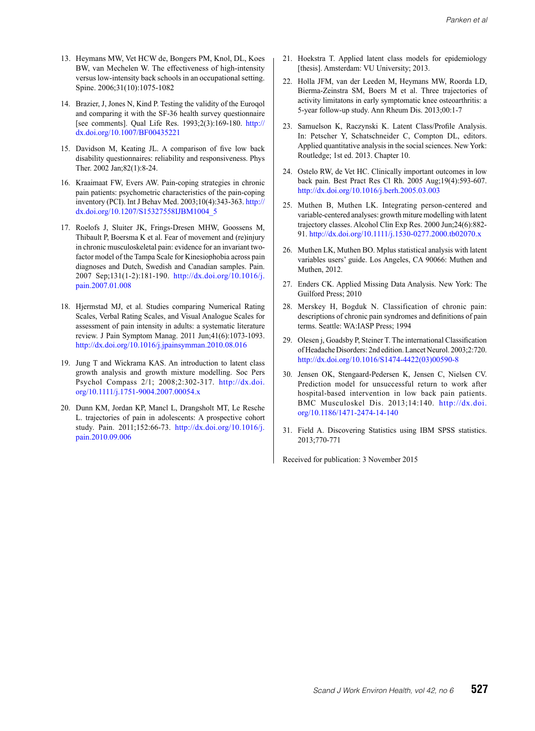13. Heymans MW, Vet HCW de, Bongers PM, Knol, DL, Koes BW, van Mechelen W. The effectiveness of high-intensity versus low-intensity back schools in an occupational setting. Spine. 2006;31(10):1075-1082

14. Brazier, J, Jones N, Kind P. Testing the validity of the Euroqol and comparing it with the SF-36 health survey questionnaire [see comments]. Qual Life Res. 1993;2(3):169-180. http://dx.doi.org/10.1007/BF00435221

15. Davidson M, Keating JL. A comparison of five low back disability questionnaires: reliability and responsiveness. Phys Ther. 2002 Jan;82(1):8-24.

16. Kraaimaat FW, Evers AW. Pain-coping strategies in chronic pain patients: psychometric characteristics of the pain-coping inventory (PCI). Int J Behav Med. 2003;10(4):343-363. http://dx.doi.org/10.1207/S15327558IJBM1004_5

17. Roelofs J, Sluiter JK, Frings-Dresen MHW, Goossens M, Thibault P, Boersma K et al. Fear of movement and (re)injury in chronic musculoskeletal pain: evidence for an invariant two-factor model of the Tampa Scale for Kinesiophobia across pain diagnoses and Dutch, Swedish and Canadian samples. Pain. 2007 Sep;131(1-2):181-190. http://dx.doi.org/10.1016/j.pain.2007.01.008

18. Hjermstad MJ, et al. Studies comparing Numerical Rating Scales, Verbal Rating Scales, and Visual Analogue Scales for assessment of pain intensity in adults: a systematic literature review. J Pain Symptom Manag. 2011 Jun;41(6):1073-1093. http://dx.doi.org/10.1016/j.jpainsymman.2010.08.016

19. Jung T and Wickrama KAS. An introduction to latent class growth analysis and growth mixture modelling. Soc Pers Psychol Compass 2/1; 2008;2:302-317. http://dx.doi.org/10.1111/j.1751-9004.2007.00054.x

20. Dunn KM, Jordan KP, Mancl L, Drangsholt MT, Le Resche L. trajectories of pain in adolescents: A prospective cohort study. Pain. 2011;152:66-73. http://dx.doi.org/10.1016/j.pain.2010.09.006

21. Hoekstra T. Applied latent class models for epidemiology [thesis]. Amsterdam: VU University; 2013.

22. Holla JFM, van der Leeden M, Heymans MW, Roorda LD, Bierma-Zeinstra SM, Boers M et al. Three trajectories of activity limitatons in early symptomatic knee osteoarthritis: a 5-year follow-up study. Ann Rheum Dis. 2013;00:1-7

23. Samuelson K, Raczynski K. Latent Class/Profile Analysis. In: Petscher Y, Schatschneider C, Compton DL, editors. Applied quantitative analysis in the social sciences. New York: Routledge; 1st ed. 2013. Chapter 10.

24. Ostelo RW, de Vet HC. Clinically important outcomes in low back pain. Best Pract Res Cl Rh. 2005 Aug;19(4):593-607. http://dx.doi.org/10.1016/j.berh.2005.03.003

25. Muthen B, Muthen LK. Integrating person-centered and variable-centered analyses: growth miture modelling with latent trajectory classes. Alcohol Clin Exp Res. 2000 Jun;24(6):882-91. http://dx.doi.org/10.1111/j.1530-0277.2000.tb02070.x

26. Muthen LK, Muthen BO. Mplus statistical analysis with latent variables users' guide. Los Angeles, CA 90066: Muthen and Muthen, 2012.

27. Enders CK. Applied Missing Data Analysis. New York: The Guilford Press; 2010

28. Merskey H, Bogduk N. Classification of chronic pain: descriptions of chronic pain syndromes and definitions of pain terms. Seattle: WA:IASP Press; 1994

29. Olesen j, Goadsby P, Steiner T. The international Classification of Headache Disorders: 2nd edition. Lancet Neurol. 2003;2:720. http://dx.doi.org/10.1016/S1474-4422(03)00590-8

30. Jensen OK, Stengaard-Pedersen K, Jensen C, Nielsen CV. Prediction model for unsuccessful return to work after hospital-based intervention in low back pain patients. BMC Musculoskel Dis. 2013;14:140. http://dx.doi.org/10.1186/1471-2474-14-140

31. Field A. Discovering Statistics using IBM SPSS statistics. 2013;770-771

Received for publication: 3 November 2015